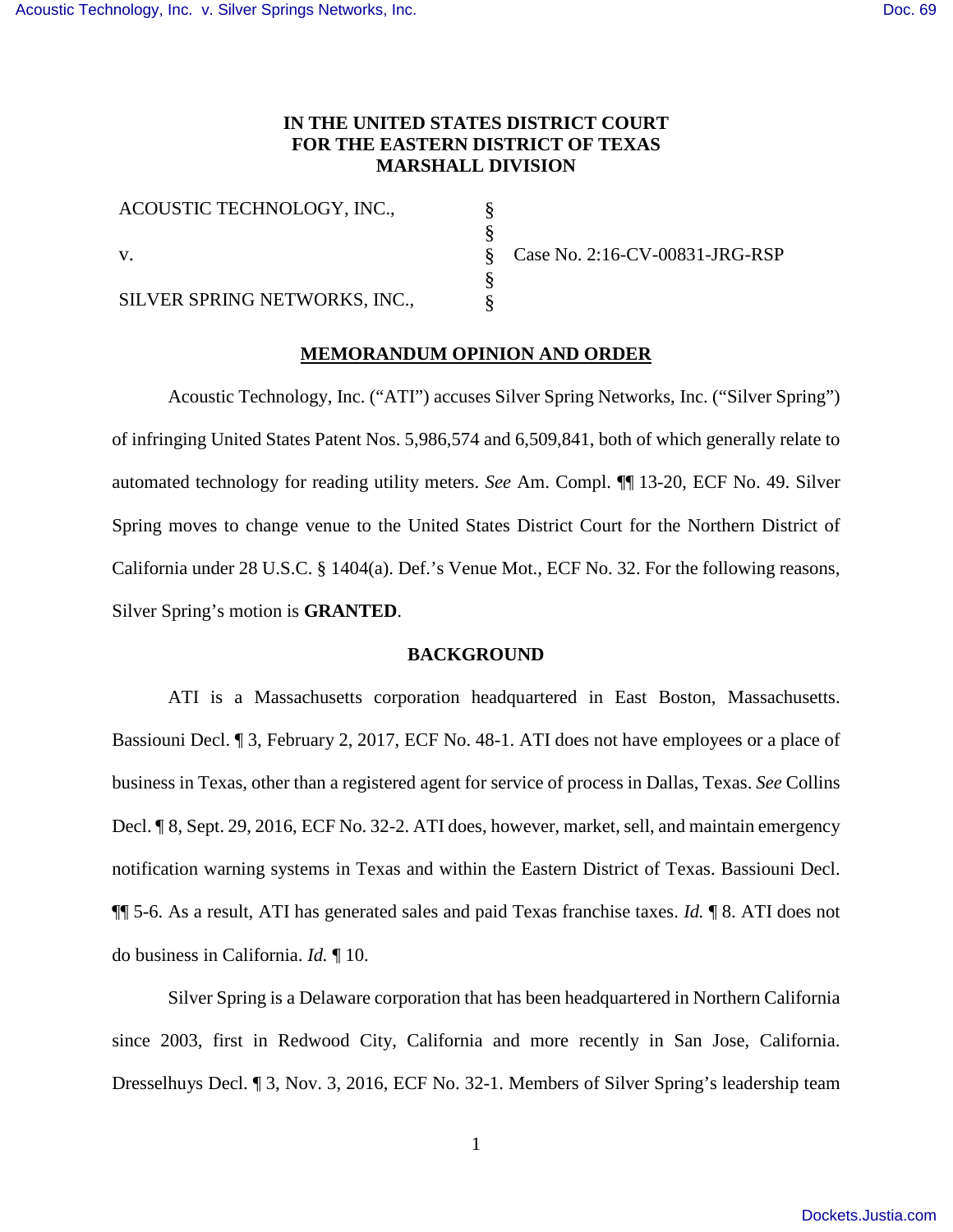**IN THE UNITED STATES DISTRICT COURT**
**FOR THE EASTERN DISTRICT OF TEXAS**
**MARSHALL DIVISION**

| | | |
|---|---|---|
| ACOUSTIC TECHNOLOGY, INC., | § | |
| | § | |
| v. | § | Case No. 2:16-CV-00831-JRG-RSP |
| | § | |
| SILVER SPRING NETWORKS, INC., | § | |

## MEMORANDUM OPINION AND ORDER

Acoustic Technology, Inc. ("ATI") accuses Silver Spring Networks, Inc. ("Silver Spring") of infringing United States Patent Nos. 5,986,574 and 6,509,841, both of which generally relate to automated technology for reading utility meters. *See* Am. Compl. ¶¶ 13-20, ECF No. 49. Silver Spring moves to change venue to the United States District Court for the Northern District of California under 28 U.S.C. § 1404(a). Def.'s Venue Mot., ECF No. 32. For the following reasons, Silver Spring's motion is **GRANTED**.

## BACKGROUND

ATI is a Massachusetts corporation headquartered in East Boston, Massachusetts. Bassiouni Decl. ¶ 3, February 2, 2017, ECF No. 48-1. ATI does not have employees or a place of business in Texas, other than a registered agent for service of process in Dallas, Texas. *See* Collins Decl. ¶ 8, Sept. 29, 2016, ECF No. 32-2. ATI does, however, market, sell, and maintain emergency notification warning systems in Texas and within the Eastern District of Texas. Bassiouni Decl. ¶¶ 5-6. As a result, ATI has generated sales and paid Texas franchise taxes. *Id.* ¶ 8. ATI does not do business in California. *Id.* ¶ 10.

Silver Spring is a Delaware corporation that has been headquartered in Northern California since 2003, first in Redwood City, California and more recently in San Jose, California. Dresselhuys Decl. ¶ 3, Nov. 3, 2016, ECF No. 32-1. Members of Silver Spring's leadership team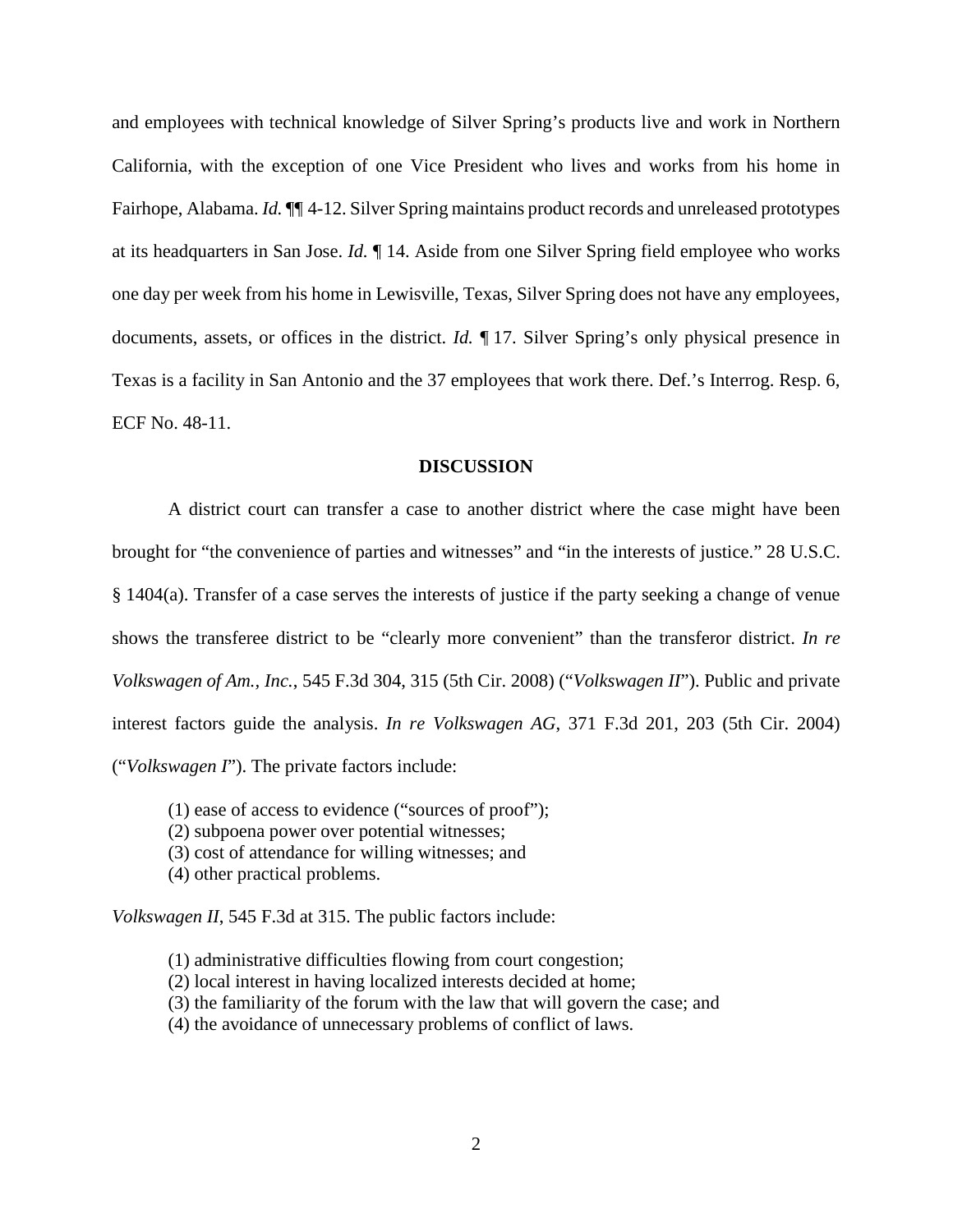and employees with technical knowledge of Silver Spring's products live and work in Northern California, with the exception of one Vice President who lives and works from his home in Fairhope, Alabama. *Id.* ¶¶ 4-12. Silver Spring maintains product records and unreleased prototypes at its headquarters in San Jose. *Id.* ¶ 14. Aside from one Silver Spring field employee who works one day per week from his home in Lewisville, Texas, Silver Spring does not have any employees, documents, assets, or offices in the district. *Id.* ¶ 17. Silver Spring's only physical presence in Texas is a facility in San Antonio and the 37 employees that work there. Def.'s Interrog. Resp. 6, ECF No. 48-11.

**DISCUSSION**

A district court can transfer a case to another district where the case might have been brought for "the convenience of parties and witnesses" and "in the interests of justice." 28 U.S.C. § 1404(a). Transfer of a case serves the interests of justice if the party seeking a change of venue shows the transferee district to be "clearly more convenient" than the transferor district. *In re Volkswagen of Am., Inc.*, 545 F.3d 304, 315 (5th Cir. 2008) ("*Volkswagen II*"). Public and private interest factors guide the analysis. *In re Volkswagen AG*, 371 F.3d 201, 203 (5th Cir. 2004) ("*Volkswagen I*"). The private factors include:

(1) ease of access to evidence ("sources of proof");
(2) subpoena power over potential witnesses;
(3) cost of attendance for willing witnesses; and
(4) other practical problems.

*Volkswagen II*, 545 F.3d at 315. The public factors include:

(1) administrative difficulties flowing from court congestion;
(2) local interest in having localized interests decided at home;
(3) the familiarity of the forum with the law that will govern the case; and
(4) the avoidance of unnecessary problems of conflict of laws.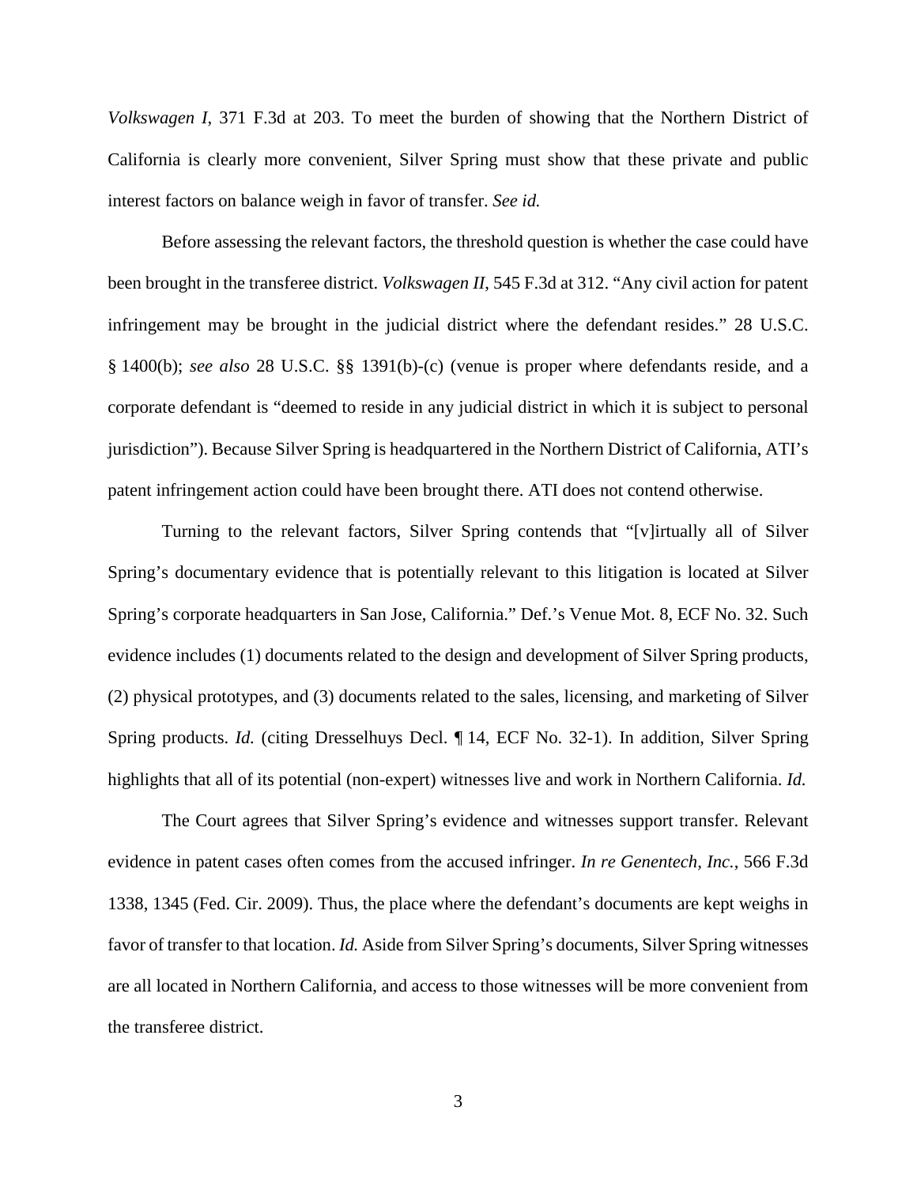*Volkswagen I*, 371 F.3d at 203. To meet the burden of showing that the Northern District of California is clearly more convenient, Silver Spring must show that these private and public interest factors on balance weigh in favor of transfer. *See id.*

Before assessing the relevant factors, the threshold question is whether the case could have been brought in the transferee district. *Volkswagen II*, 545 F.3d at 312. "Any civil action for patent infringement may be brought in the judicial district where the defendant resides." 28 U.S.C. § 1400(b); *see also* 28 U.S.C. §§ 1391(b)-(c) (venue is proper where defendants reside, and a corporate defendant is "deemed to reside in any judicial district in which it is subject to personal jurisdiction"). Because Silver Spring is headquartered in the Northern District of California, ATI's patent infringement action could have been brought there. ATI does not contend otherwise.

Turning to the relevant factors, Silver Spring contends that "[v]irtually all of Silver Spring's documentary evidence that is potentially relevant to this litigation is located at Silver Spring's corporate headquarters in San Jose, California." Def.'s Venue Mot. 8, ECF No. 32. Such evidence includes (1) documents related to the design and development of Silver Spring products, (2) physical prototypes, and (3) documents related to the sales, licensing, and marketing of Silver Spring products. *Id.* (citing Dresselhuys Decl. ¶ 14, ECF No. 32-1). In addition, Silver Spring highlights that all of its potential (non-expert) witnesses live and work in Northern California. *Id.*

The Court agrees that Silver Spring's evidence and witnesses support transfer. Relevant evidence in patent cases often comes from the accused infringer. *In re Genentech, Inc.*, 566 F.3d 1338, 1345 (Fed. Cir. 2009). Thus, the place where the defendant's documents are kept weighs in favor of transfer to that location. *Id.* Aside from Silver Spring's documents, Silver Spring witnesses are all located in Northern California, and access to those witnesses will be more convenient from the transferee district.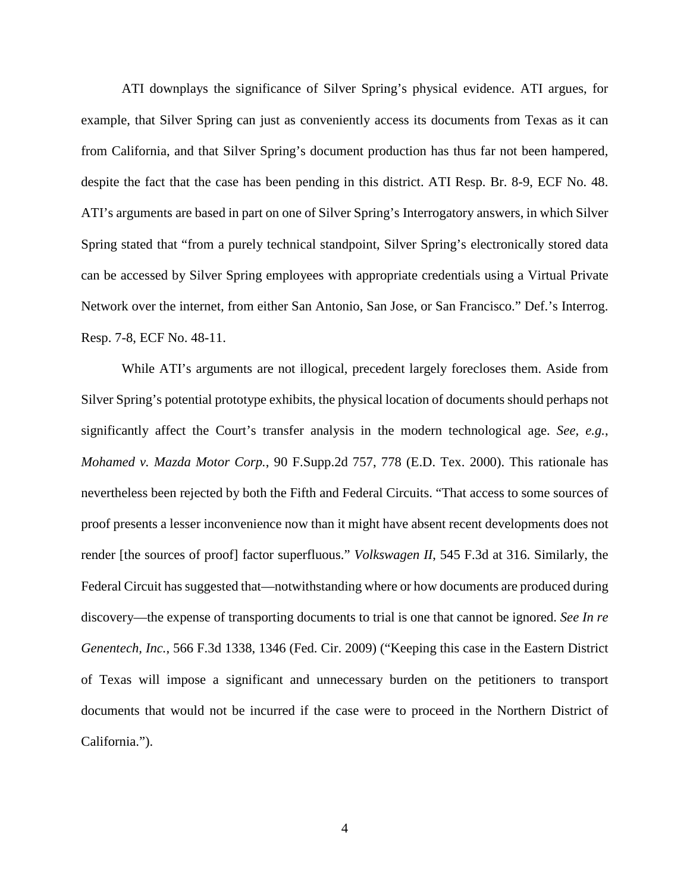ATI downplays the significance of Silver Spring's physical evidence. ATI argues, for example, that Silver Spring can just as conveniently access its documents from Texas as it can from California, and that Silver Spring's document production has thus far not been hampered, despite the fact that the case has been pending in this district. ATI Resp. Br. 8-9, ECF No. 48. ATI's arguments are based in part on one of Silver Spring's Interrogatory answers, in which Silver Spring stated that "from a purely technical standpoint, Silver Spring's electronically stored data can be accessed by Silver Spring employees with appropriate credentials using a Virtual Private Network over the internet, from either San Antonio, San Jose, or San Francisco." Def.'s Interrog. Resp. 7-8, ECF No. 48-11.

While ATI's arguments are not illogical, precedent largely forecloses them. Aside from Silver Spring's potential prototype exhibits, the physical location of documents should perhaps not significantly affect the Court's transfer analysis in the modern technological age. *See, e.g.*, *Mohamed v. Mazda Motor Corp.*, 90 F.Supp.2d 757, 778 (E.D. Tex. 2000). This rationale has nevertheless been rejected by both the Fifth and Federal Circuits. "That access to some sources of proof presents a lesser inconvenience now than it might have absent recent developments does not render [the sources of proof] factor superfluous." *Volkswagen II*, 545 F.3d at 316. Similarly, the Federal Circuit has suggested that—notwithstanding where or how documents are produced during discovery—the expense of transporting documents to trial is one that cannot be ignored. *See In re Genentech, Inc.*, 566 F.3d 1338, 1346 (Fed. Cir. 2009) ("Keeping this case in the Eastern District of Texas will impose a significant and unnecessary burden on the petitioners to transport documents that would not be incurred if the case were to proceed in the Northern District of California.").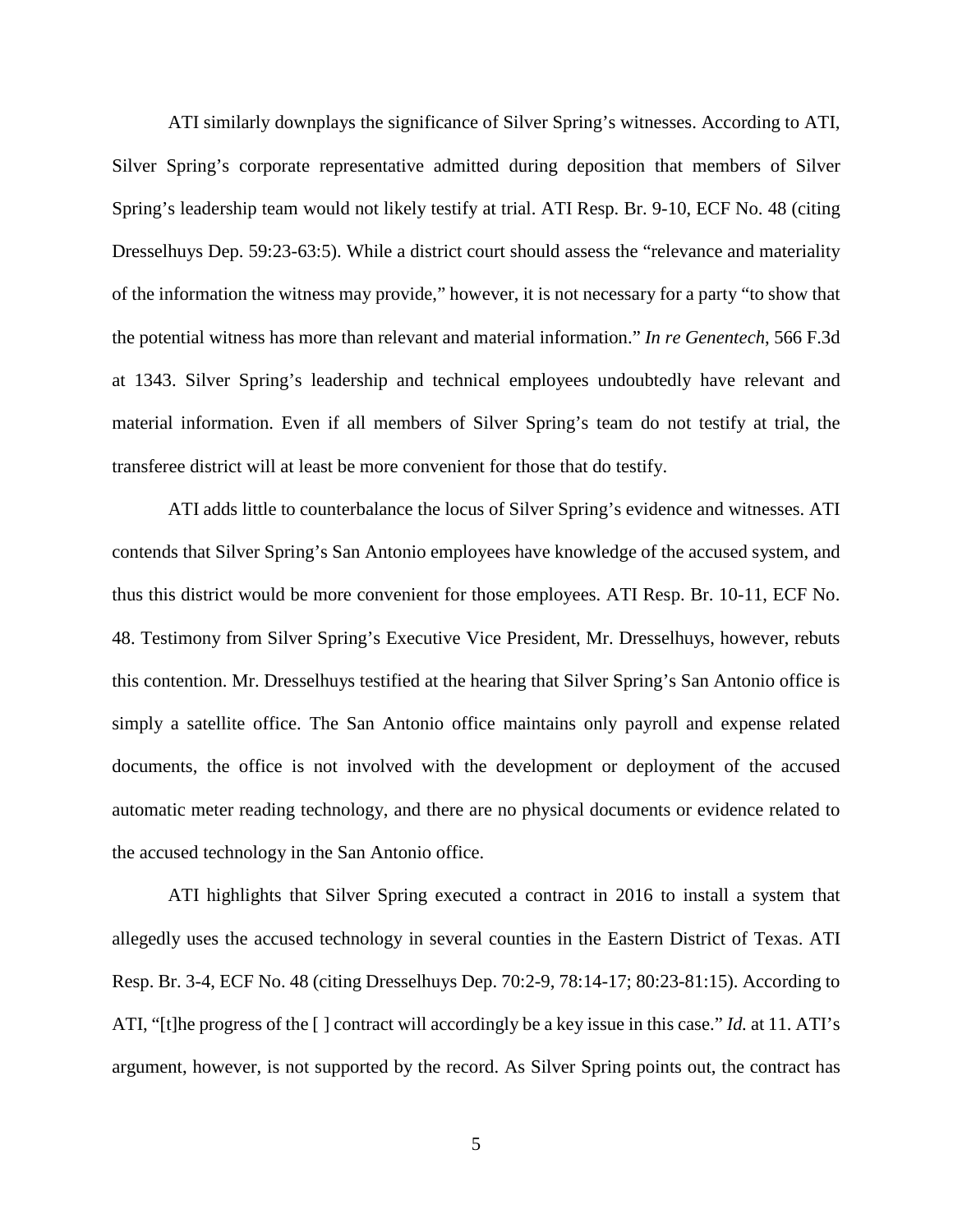ATI similarly downplays the significance of Silver Spring's witnesses. According to ATI, Silver Spring's corporate representative admitted during deposition that members of Silver Spring's leadership team would not likely testify at trial. ATI Resp. Br. 9-10, ECF No. 48 (citing Dresselhuys Dep. 59:23-63:5). While a district court should assess the "relevance and materiality of the information the witness may provide," however, it is not necessary for a party "to show that the potential witness has more than relevant and material information." *In re Genentech*, 566 F.3d at 1343. Silver Spring's leadership and technical employees undoubtedly have relevant and material information. Even if all members of Silver Spring's team do not testify at trial, the transferee district will at least be more convenient for those that do testify.

ATI adds little to counterbalance the locus of Silver Spring's evidence and witnesses. ATI contends that Silver Spring's San Antonio employees have knowledge of the accused system, and thus this district would be more convenient for those employees. ATI Resp. Br. 10-11, ECF No. 48. Testimony from Silver Spring's Executive Vice President, Mr. Dresselhuys, however, rebuts this contention. Mr. Dresselhuys testified at the hearing that Silver Spring's San Antonio office is simply a satellite office. The San Antonio office maintains only payroll and expense related documents, the office is not involved with the development or deployment of the accused automatic meter reading technology, and there are no physical documents or evidence related to the accused technology in the San Antonio office.

ATI highlights that Silver Spring executed a contract in 2016 to install a system that allegedly uses the accused technology in several counties in the Eastern District of Texas. ATI Resp. Br. 3-4, ECF No. 48 (citing Dresselhuys Dep. 70:2-9, 78:14-17; 80:23-81:15). According to ATI, "[t]he progress of the [ ] contract will accordingly be a key issue in this case." *Id.* at 11. ATI's argument, however, is not supported by the record. As Silver Spring points out, the contract has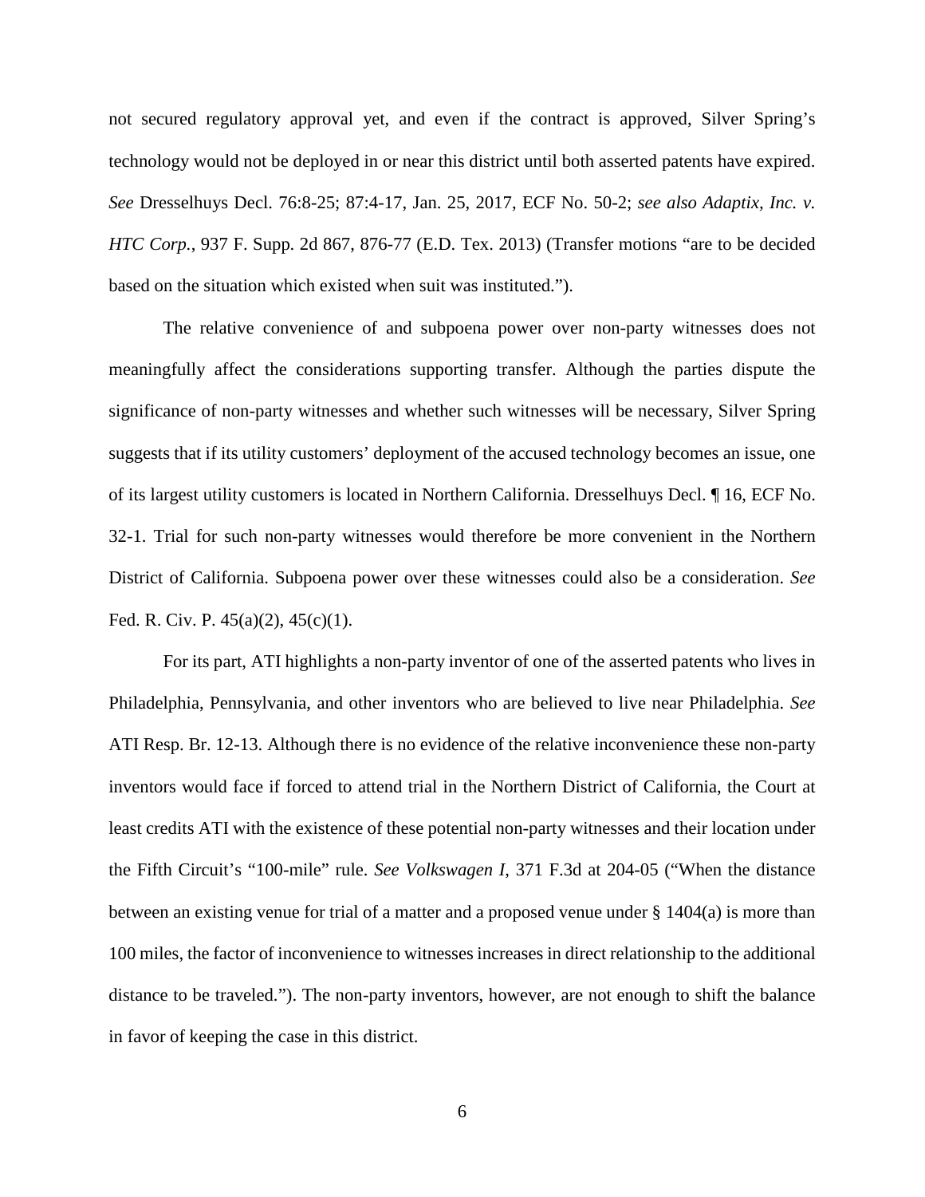not secured regulatory approval yet, and even if the contract is approved, Silver Spring's technology would not be deployed in or near this district until both asserted patents have expired. *See* Dresselhuys Decl. 76:8-25; 87:4-17, Jan. 25, 2017, ECF No. 50-2; *see also Adaptix, Inc. v. HTC Corp.*, 937 F. Supp. 2d 867, 876-77 (E.D. Tex. 2013) (Transfer motions "are to be decided based on the situation which existed when suit was instituted.").

The relative convenience of and subpoena power over non-party witnesses does not meaningfully affect the considerations supporting transfer. Although the parties dispute the significance of non-party witnesses and whether such witnesses will be necessary, Silver Spring suggests that if its utility customers' deployment of the accused technology becomes an issue, one of its largest utility customers is located in Northern California. Dresselhuys Decl. ¶ 16, ECF No. 32-1. Trial for such non-party witnesses would therefore be more convenient in the Northern District of California. Subpoena power over these witnesses could also be a consideration. *See* Fed. R. Civ. P. 45(a)(2), 45(c)(1).

For its part, ATI highlights a non-party inventor of one of the asserted patents who lives in Philadelphia, Pennsylvania, and other inventors who are believed to live near Philadelphia. *See* ATI Resp. Br. 12-13. Although there is no evidence of the relative inconvenience these non-party inventors would face if forced to attend trial in the Northern District of California, the Court at least credits ATI with the existence of these potential non-party witnesses and their location under the Fifth Circuit's "100-mile" rule. *See Volkswagen I*, 371 F.3d at 204-05 ("When the distance between an existing venue for trial of a matter and a proposed venue under § 1404(a) is more than 100 miles, the factor of inconvenience to witnesses increases in direct relationship to the additional distance to be traveled."). The non-party inventors, however, are not enough to shift the balance in favor of keeping the case in this district.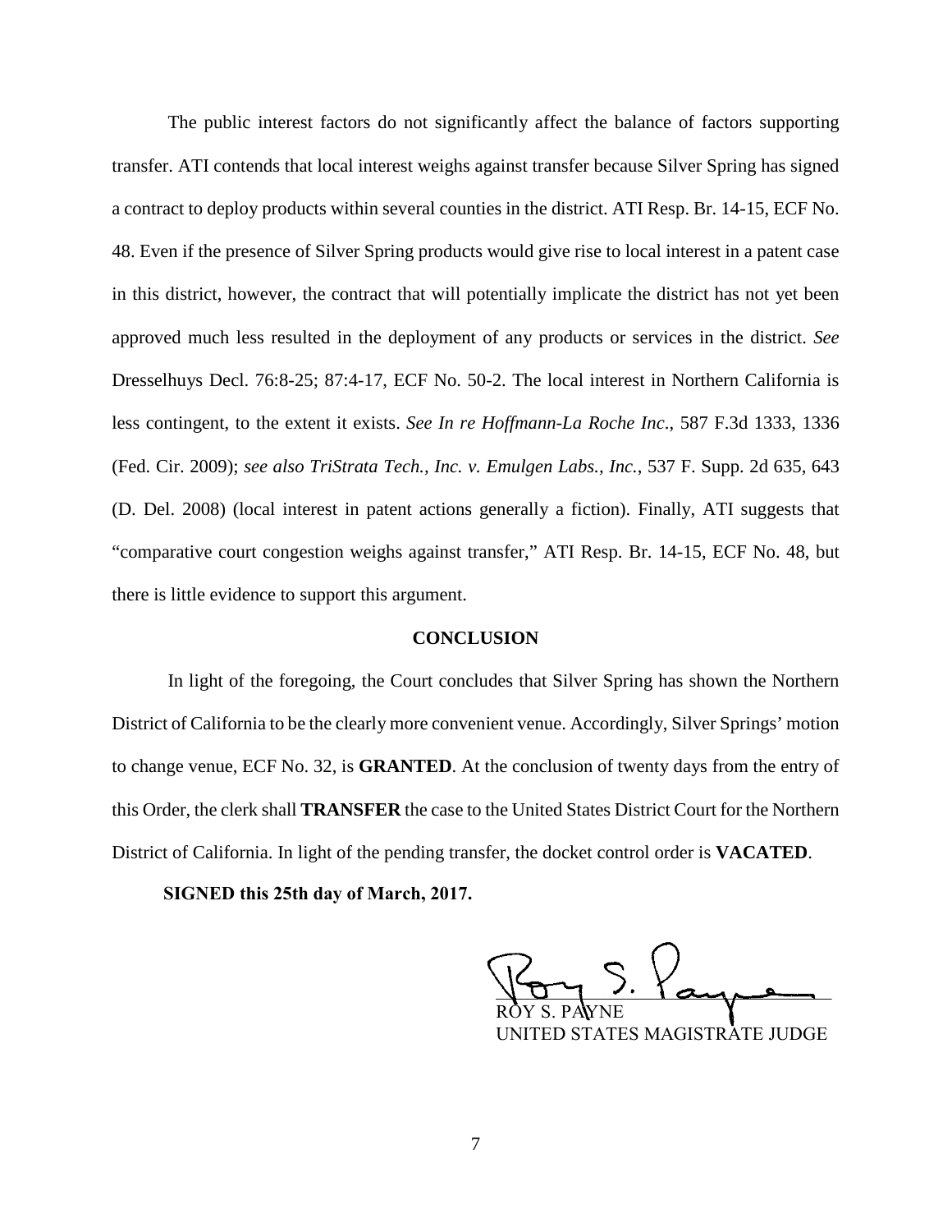The public interest factors do not significantly affect the balance of factors supporting transfer. ATI contends that local interest weighs against transfer because Silver Spring has signed a contract to deploy products within several counties in the district. ATI Resp. Br. 14-15, ECF No. 48. Even if the presence of Silver Spring products would give rise to local interest in a patent case in this district, however, the contract that will potentially implicate the district has not yet been approved much less resulted in the deployment of any products or services in the district. *See* Dresselhuys Decl. 76:8-25; 87:4-17, ECF No. 50-2. The local interest in Northern California is less contingent, to the extent it exists. *See In re Hoffmann-La Roche Inc*., 587 F.3d 1333, 1336 (Fed. Cir. 2009); *see also TriStrata Tech., Inc. v. Emulgen Labs., Inc.*, 537 F. Supp. 2d 635, 643 (D. Del. 2008) (local interest in patent actions generally a fiction). Finally, ATI suggests that "comparative court congestion weighs against transfer," ATI Resp. Br. 14-15, ECF No. 48, but there is little evidence to support this argument.

## CONCLUSION

In light of the foregoing, the Court concludes that Silver Spring has shown the Northern District of California to be the clearly more convenient venue. Accordingly, Silver Springs' motion to change venue, ECF No. 32, is **GRANTED**. At the conclusion of twenty days from the entry of this Order, the clerk shall **TRANSFER** the case to the United States District Court for the Northern District of California. In light of the pending transfer, the docket control order is **VACATED**.

**SIGNED this 25th day of March, 2017.**

ROY S. PAYNE
UNITED STATES MAGISTRATE JUDGE